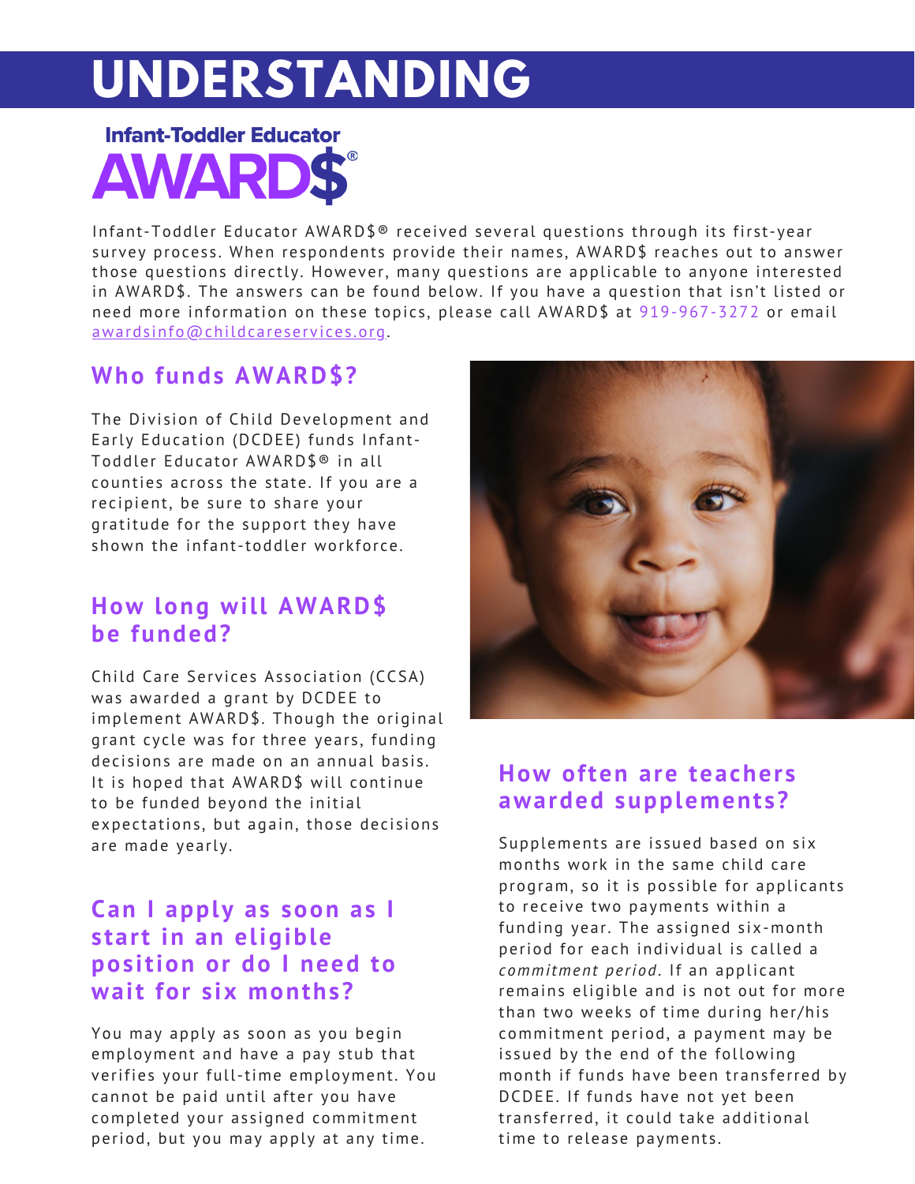# UNDERSTANDING

## Infant-Toddler Educator AWARD$®

Infant-Toddler Educator AWARD$® received several questions through its first-year survey process. When respondents provide their names, AWARD$ reaches out to answer those questions directly. However, many questions are applicable to anyone interested in AWARD$. The answers can be found below. If you have a question that isn't listed or need more information on these topics, please call AWARD$ at 919-967-3272 or email awardsinfo@childcareservices.org.

### Who funds AWARD$?

The Division of Child Development and Early Education (DCDEE) funds Infant-Toddler Educator AWARD$® in all counties across the state. If you are a recipient, be sure to share your gratitude for the support they have shown the infant-toddler workforce.

### How long will AWARD$ be funded?

Child Care Services Association (CCSA) was awarded a grant by DCDEE to implement AWARD$. Though the original grant cycle was for three years, funding decisions are made on an annual basis. It is hoped that AWARD$ will continue to be funded beyond the initial expectations, but again, those decisions are made yearly.

### Can I apply as soon as I start in an eligible position or do I need to wait for six months?

You may apply as soon as you begin employment and have a pay stub that verifies your full-time employment. You cannot be paid until after you have completed your assigned commitment period, but you may apply at any time.

### How often are teachers awarded supplements?

Supplements are issued based on six months work in the same child care program, so it is possible for applicants to receive two payments within a funding year. The assigned six-month period for each individual is called a *commitment period*. If an applicant remains eligible and is not out for more than two weeks of time during her/his commitment period, a payment may be issued by the end of the following month if funds have been transferred by DCDEE. If funds have not yet been transferred, it could take additional time to release payments.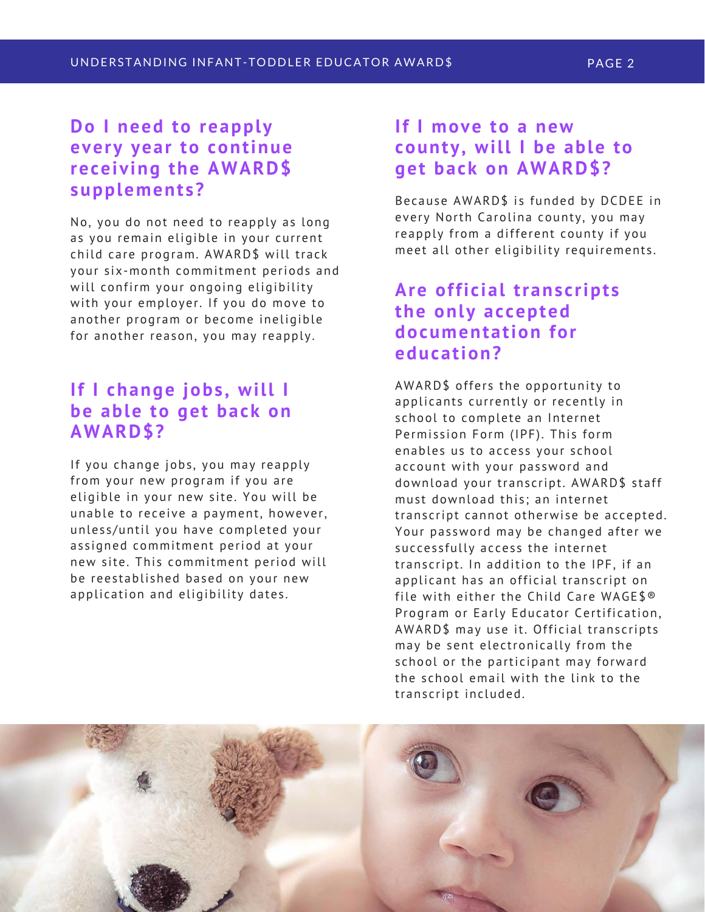## Do I need to reapply every year to continue receiving the AWARD$ supplements?

No, you do not need to reapply as long as you remain eligible in your current child care program. AWARD$ will track your six-month commitment periods and will confirm your ongoing eligibility with your employer. If you do move to another program or become ineligible for another reason, you may reapply.

## If I change jobs, will I be able to get back on AWARD$?

If you change jobs, you may reapply from your new program if you are eligible in your new site. You will be unable to receive a payment, however, unless/until you have completed your assigned commitment period at your new site. This commitment period will be reestablished based on your new application and eligibility dates.

## If I move to a new county, will I be able to get back on AWARD$?

Because AWARD$ is funded by DCDEE in every North Carolina county, you may reapply from a different county if you meet all other eligibility requirements.

## Are official transcripts the only accepted documentation for education?

AWARD$ offers the opportunity to applicants currently or recently in school to complete an Internet Permission Form (IPF). This form enables us to access your school account with your password and download your transcript. AWARD$ staff must download this; an internet transcript cannot otherwise be accepted. Your password may be changed after we successfully access the internet transcript. In addition to the IPF, if an applicant has an official transcript on file with either the Child Care WAGE$® Program or Early Educator Certification, AWARD$ may use it. Official transcripts may be sent electronically from the school or the participant may forward the school email with the link to the transcript included.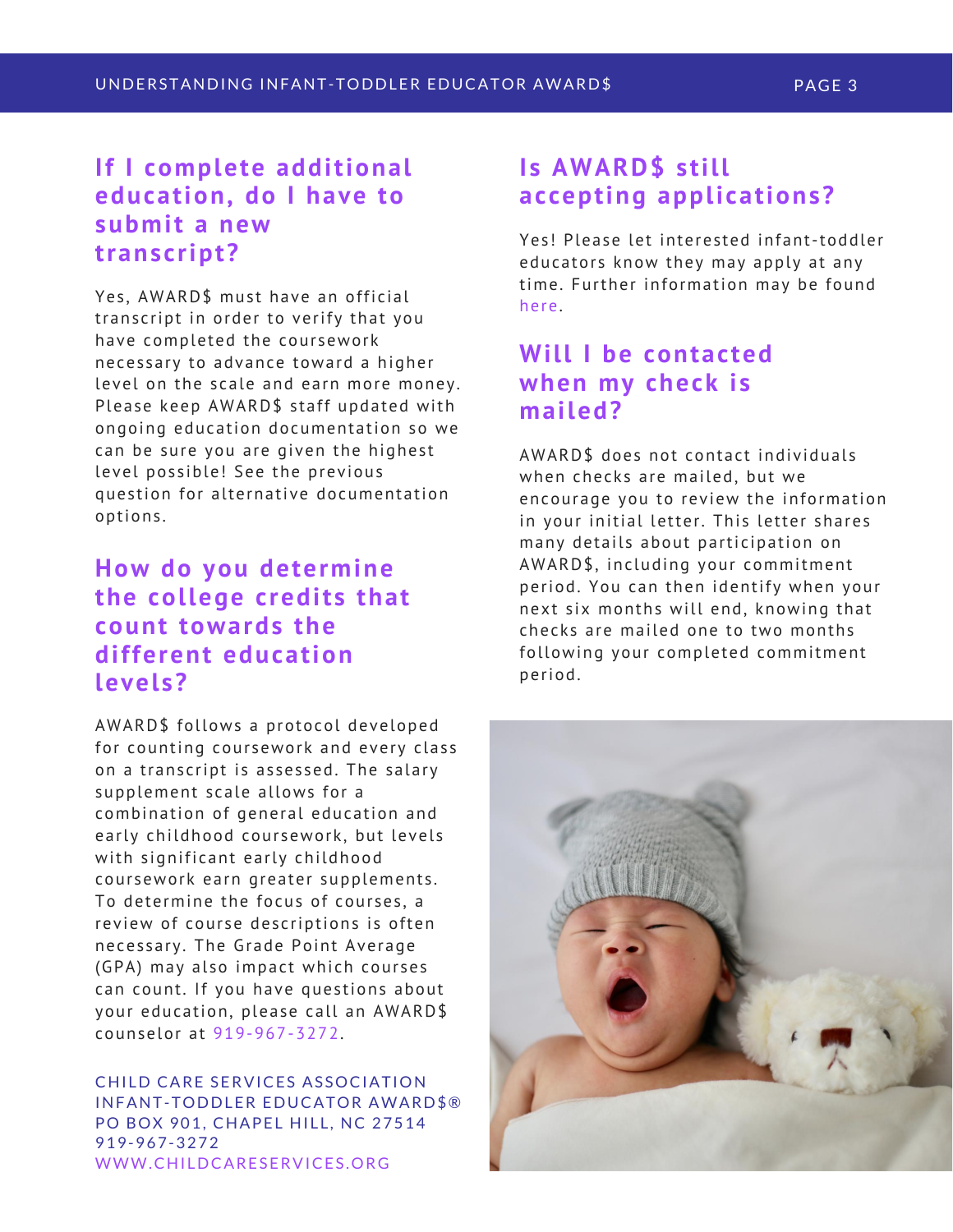## If I complete additional education, do I have to submit a new transcript?

Yes, AWARD$ must have an official transcript in order to verify that you have completed the coursework necessary to advance toward a higher level on the scale and earn more money. Please keep AWARD$ staff updated with ongoing education documentation so we can be sure you are given the highest level possible! See the previous question for alternative documentation options.

## How do you determine the college credits that count towards the different education levels?

AWARD$ follows a protocol developed for counting coursework and every class on a transcript is assessed. The salary supplement scale allows for a combination of general education and early childhood coursework, but levels with significant early childhood coursework earn greater supplements. To determine the focus of courses, a review of course descriptions is often necessary. The Grade Point Average (GPA) may also impact which courses can count. If you have questions about your education, please call an AWARD$ counselor at 919-967-3272.

CHILD CARE SERVICES ASSOCIATION
INFANT-TODDLER EDUCATOR AWARD$®
PO BOX 901, CHAPEL HILL, NC 27514
919-967-3272
WWW.CHILDCARESERVICES.ORG

## Is AWARD$ still accepting applications?

Yes! Please let interested infant-toddler educators know they may apply at any time. Further information may be found here.

## Will I be contacted when my check is mailed?

AWARD$ does not contact individuals when checks are mailed, but we encourage you to review the information in your initial letter. This letter shares many details about participation on AWARD$, including your commitment period. You can then identify when your next six months will end, knowing that checks are mailed one to two months following your completed commitment period.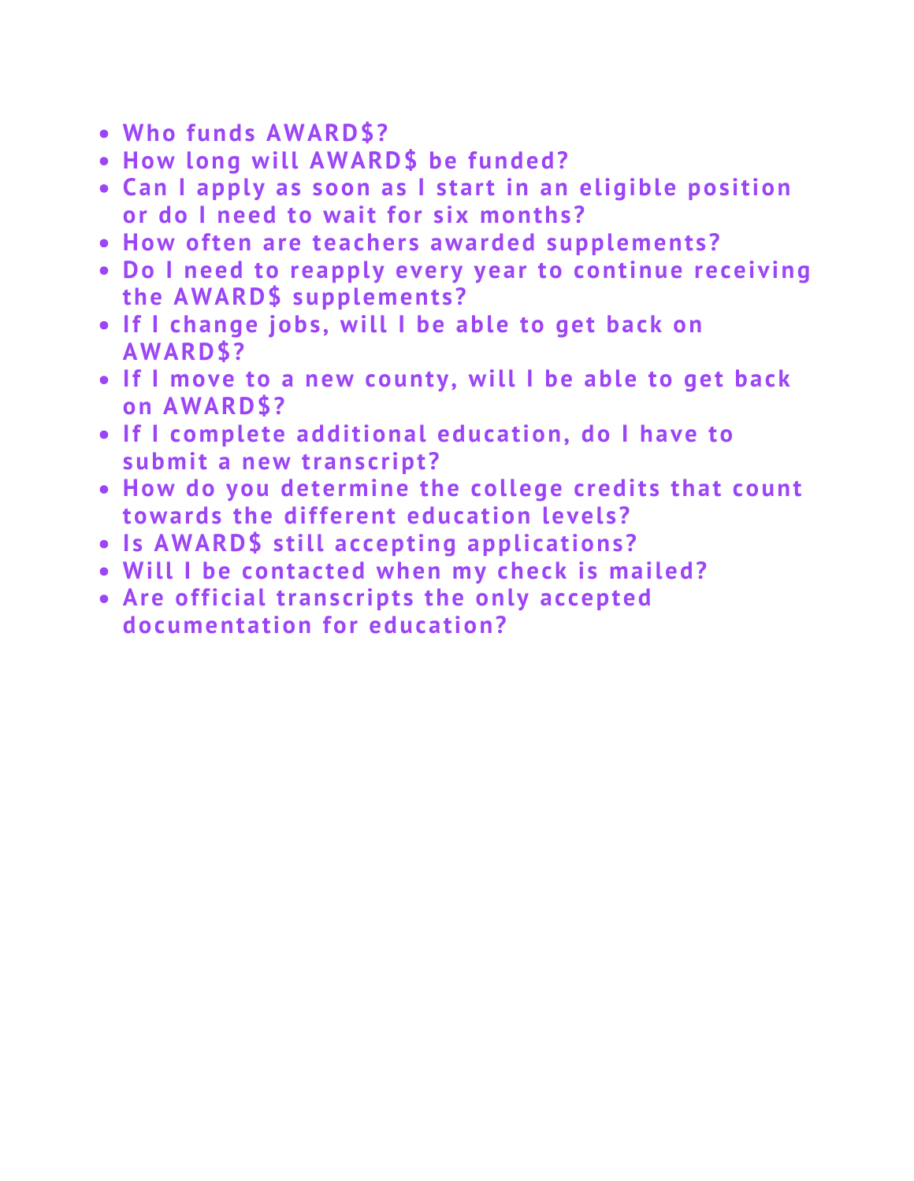- **Who funds AWARD$?**
- **How long will AWARD$ be funded?**
- **Can I apply as soon as I start in an eligible position or do I need to wait for six months?**
- **How often are teachers awarded supplements?**
- **Do I need to reapply every year to continue receiving the AWARD$ supplements?**
- **If I change jobs, will I be able to get back on AWARD$?**
- **If I move to a new county, will I be able to get back on AWARD$?**
- **If I complete additional education, do I have to submit a new transcript?**
- **How do you determine the college credits that count towards the different education levels?**
- **Is AWARD$ still accepting applications?**
- **Will I be contacted when my check is mailed?**
- **Are official transcripts the only accepted documentation for education?**